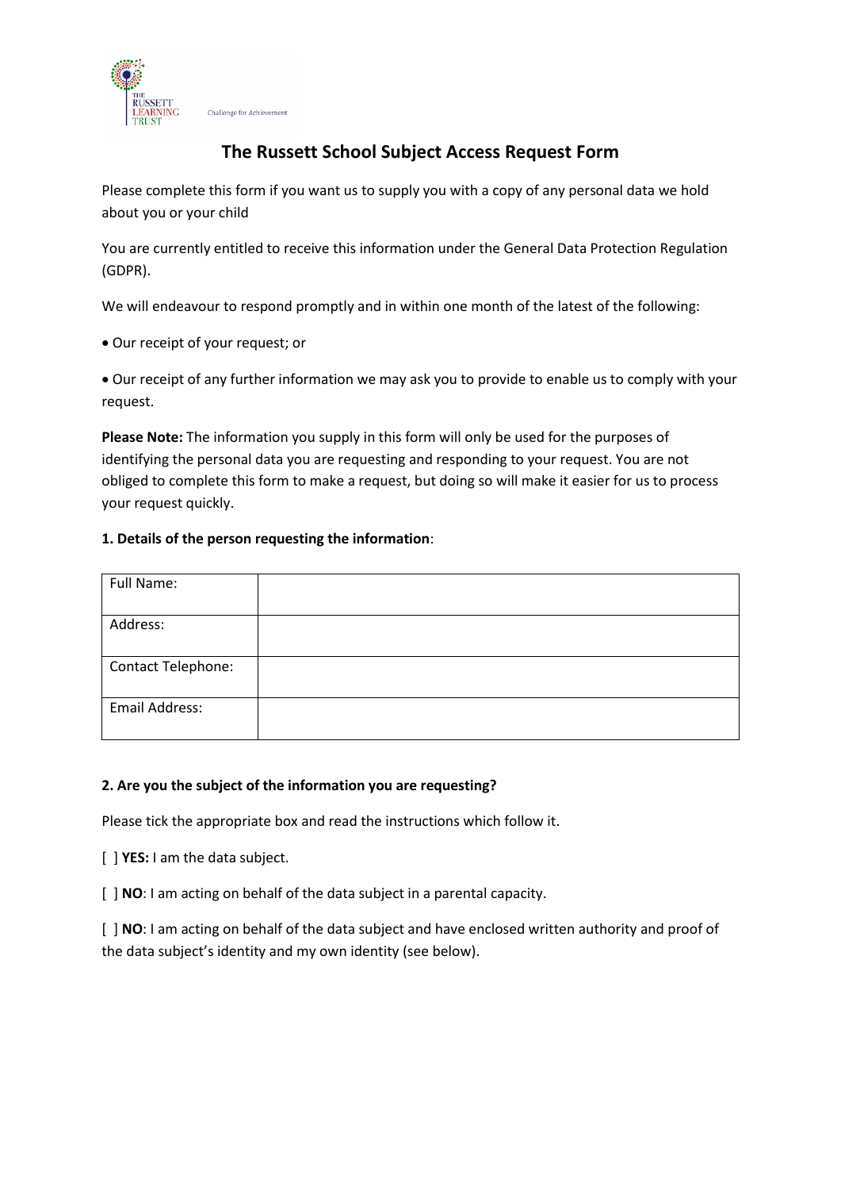# The Russett School Subject Access Request Form

Please complete this form if you want us to supply you with a copy of any personal data we hold about you or your child

You are currently entitled to receive this information under the General Data Protection Regulation (GDPR).

We will endeavour to respond promptly and in within one month of the latest of the following:

- Our receipt of your request; or
- Our receipt of any further information we may ask you to provide to enable us to comply with your request.

**Please Note:** The information you supply in this form will only be used for the purposes of identifying the personal data you are requesting and responding to your request. You are not obliged to complete this form to make a request, but doing so will make it easier for us to process your request quickly.

**1. Details of the person requesting the information**:

| Full Name: | |
|---|---|
| Address: | |
| Contact Telephone: | |
| Email Address: | |

**2. Are you the subject of the information you are requesting?**

Please tick the appropriate box and read the instructions which follow it.

[ ] **YES:** I am the data subject.

[ ] **NO**: I am acting on behalf of the data subject in a parental capacity.

[ ] **NO**: I am acting on behalf of the data subject and have enclosed written authority and proof of the data subject's identity and my own identity (see below).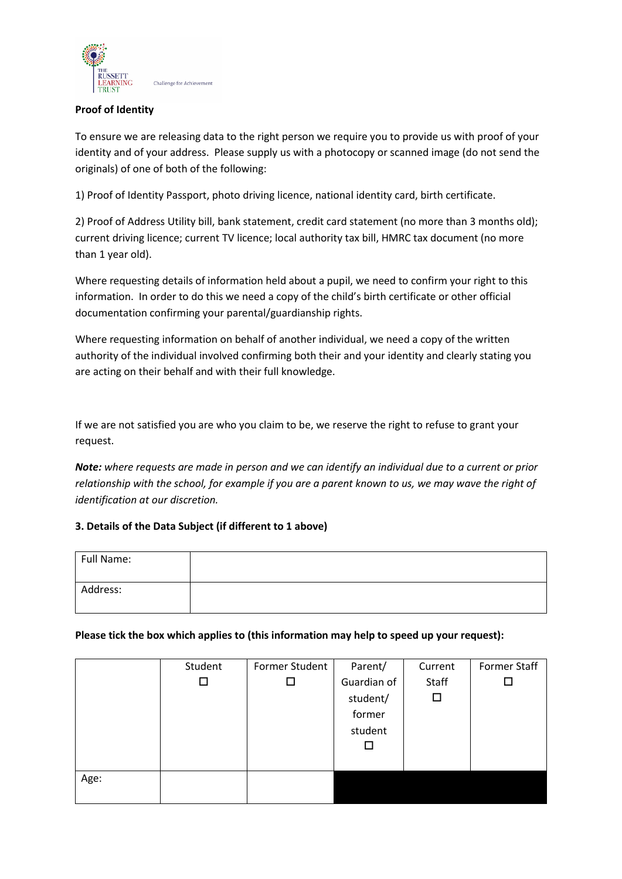**Proof of Identity**

To ensure we are releasing data to the right person we require you to provide us with proof of your identity and of your address. Please supply us with a photocopy or scanned image (do not send the originals) of one of both of the following:

1) Proof of Identity Passport, photo driving licence, national identity card, birth certificate.

2) Proof of Address Utility bill, bank statement, credit card statement (no more than 3 months old); current driving licence; current TV licence; local authority tax bill, HMRC tax document (no more than 1 year old).

Where requesting details of information held about a pupil, we need to confirm your right to this information. In order to do this we need a copy of the child's birth certificate or other official documentation confirming your parental/guardianship rights.

Where requesting information on behalf of another individual, we need a copy of the written authority of the individual involved confirming both their and your identity and clearly stating you are acting on their behalf and with their full knowledge.

If we are not satisfied you are who you claim to be, we reserve the right to refuse to grant your request.

***Note:*** *where requests are made in person and we can identify an individual due to a current or prior relationship with the school, for example if you are a parent known to us, we may wave the right of identification at our discretion.*

**3. Details of the Data Subject (if different to 1 above)**

| Full Name: | |
|---|---|
| Address: | |

**Please tick the box which applies to (this information may help to speed up your request):**

| | Student ☐ | Former Student ☐ | Parent/ Guardian of student/ former student ☐ | Current Staff ☐ | Former Staff ☐ |
|---|---|---|---|---|---|
| Age: | | | | | |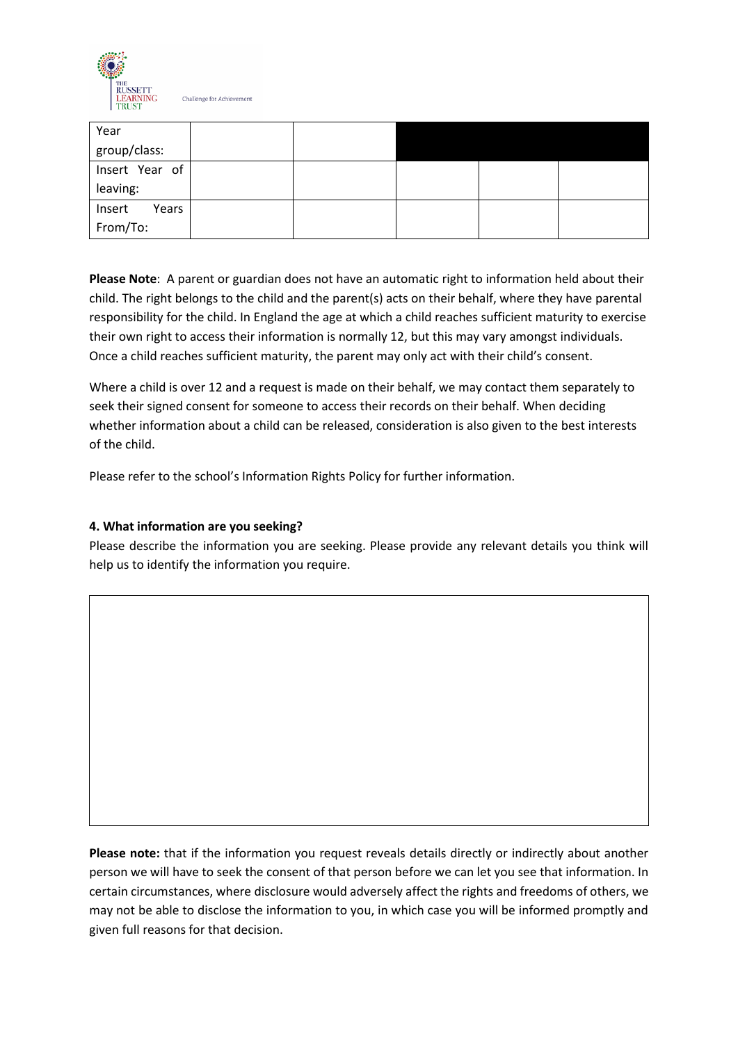| Year group/class: | | | | | |
|---|---|---|---|---|---|
| Insert Year of leaving: | | | | | |
| Insert Years From/To: | | | | | |

**Please Note**: A parent or guardian does not have an automatic right to information held about their child. The right belongs to the child and the parent(s) acts on their behalf, where they have parental responsibility for the child. In England the age at which a child reaches sufficient maturity to exercise their own right to access their information is normally 12, but this may vary amongst individuals. Once a child reaches sufficient maturity, the parent may only act with their child's consent.

Where a child is over 12 and a request is made on their behalf, we may contact them separately to seek their signed consent for someone to access their records on their behalf. When deciding whether information about a child can be released, consideration is also given to the best interests of the child.

Please refer to the school's Information Rights Policy for further information.

**4. What information are you seeking?**

Please describe the information you are seeking. Please provide any relevant details you think will help us to identify the information you require.

| |
|---|
| |

**Please note:** that if the information you request reveals details directly or indirectly about another person we will have to seek the consent of that person before we can let you see that information. In certain circumstances, where disclosure would adversely affect the rights and freedoms of others, we may not be able to disclose the information to you, in which case you will be informed promptly and given full reasons for that decision.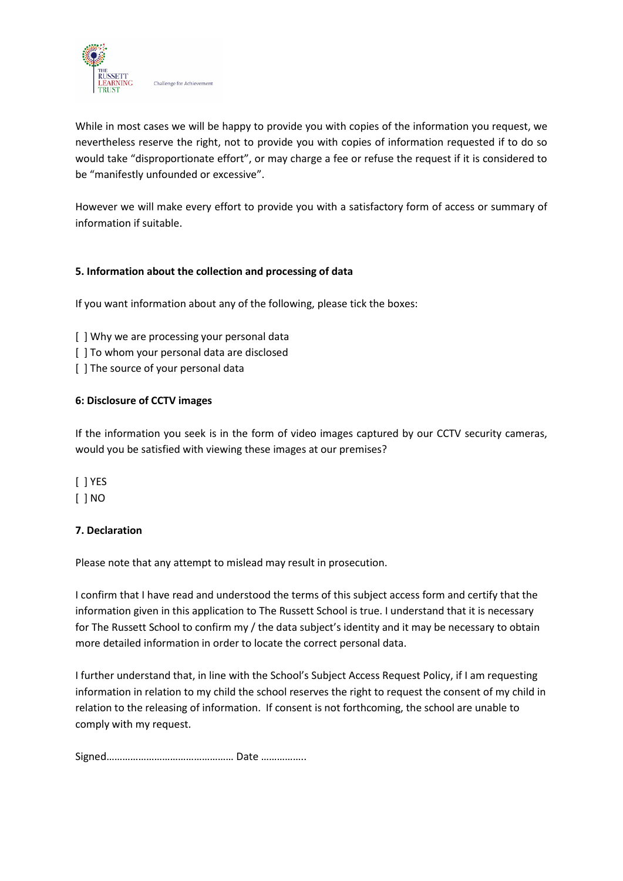While in most cases we will be happy to provide you with copies of the information you request, we nevertheless reserve the right, not to provide you with copies of information requested if to do so would take "disproportionate effort", or may charge a fee or refuse the request if it is considered to be "manifestly unfounded or excessive".

However we will make every effort to provide you with a satisfactory form of access or summary of information if suitable.

**5. Information about the collection and processing of data**

If you want information about any of the following, please tick the boxes:

[ ] Why we are processing your personal data
[ ] To whom your personal data are disclosed
[ ] The source of your personal data

**6: Disclosure of CCTV images**

If the information you seek is in the form of video images captured by our CCTV security cameras, would you be satisfied with viewing these images at our premises?

[ ] YES
[ ] NO

**7. Declaration**

Please note that any attempt to mislead may result in prosecution.

I confirm that I have read and understood the terms of this subject access form and certify that the information given in this application to The Russett School is true. I understand that it is necessary for The Russett School to confirm my / the data subject's identity and it may be necessary to obtain more detailed information in order to locate the correct personal data.

I further understand that, in line with the School's Subject Access Request Policy, if I am requesting information in relation to my child the school reserves the right to request the consent of my child in relation to the releasing of information. If consent is not forthcoming, the school are unable to comply with my request.

Signed………………………………………… Date ……………..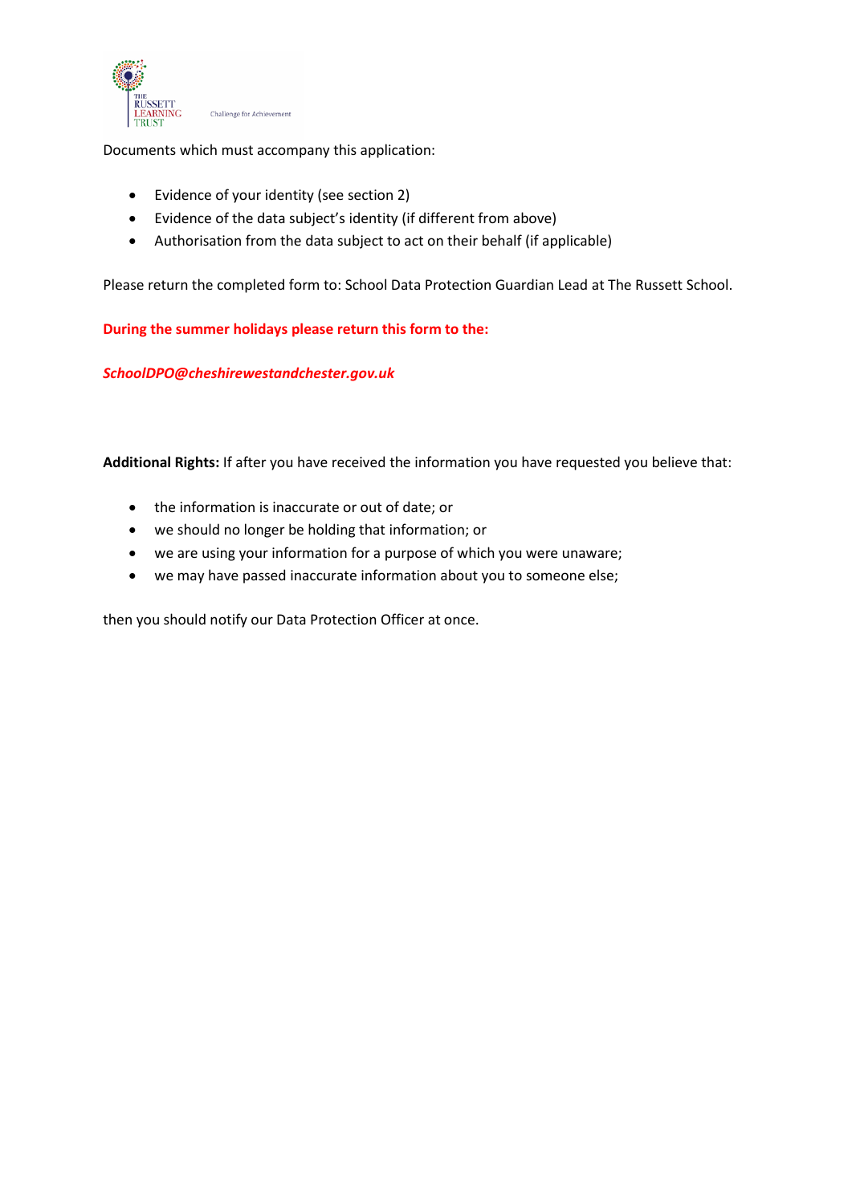Documents which must accompany this application:

- Evidence of your identity (see section 2)
- Evidence of the data subject's identity (if different from above)
- Authorisation from the data subject to act on their behalf (if applicable)

Please return the completed form to: School Data Protection Guardian Lead at The Russett School.

**During the summer holidays please return this form to the:**

***SchoolDPO@cheshirewestandchester.gov.uk***

**Additional Rights:** If after you have received the information you have requested you believe that:

- the information is inaccurate or out of date; or
- we should no longer be holding that information; or
- we are using your information for a purpose of which you were unaware;
- we may have passed inaccurate information about you to someone else;

then you should notify our Data Protection Officer at once.